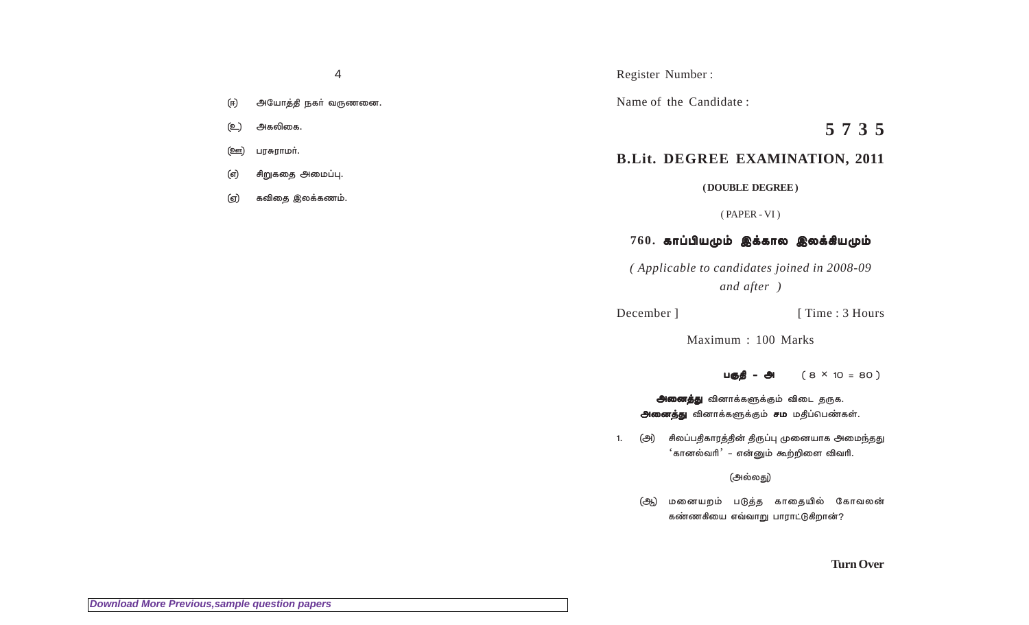(ஈ) அயோத்தி நகர் வருணனை.

(உ) அகலிகை.

(ஊ) பரசுராமர்.

(எ) சிறுகதை அமைப்பு.

(ஏ) கவிதை இலக்கணம்.

Register Number :

Name of the Candidate :

**5 7 3 5**

## B.Lit. DEGREE EXAMINATION, 2011

**( DOUBLE DEGREE )**

( PAPER - VI )

### 760. காப்பியமும் இக்கால இலக்கியமும்

*( Applicable to candidates joined in 2008-09 and after )*

December ] [ Time : 3 Hours

Maximum : 100 Marks

**பகுதி - அ** ( 8 × 10 = 80 )

**அனைத்து** வினாக்களுக்கும் விடை தருக.
**அனைத்து** வினாக்களுக்கும் **சம** மதிப்பெண்கள்.

1. (அ) சிலப்பதிகாரத்தின் திருப்பு முனையாக அமைந்தது 'கானல்வரி' - என்னும் கூற்றினை விவரி.

(அல்லது)

(ஆ) மனையறம் படுத்த காதையில் கோவலன் கண்ணகியை எவ்வாறு பாராட்டுகிறான்?

**Turn Over**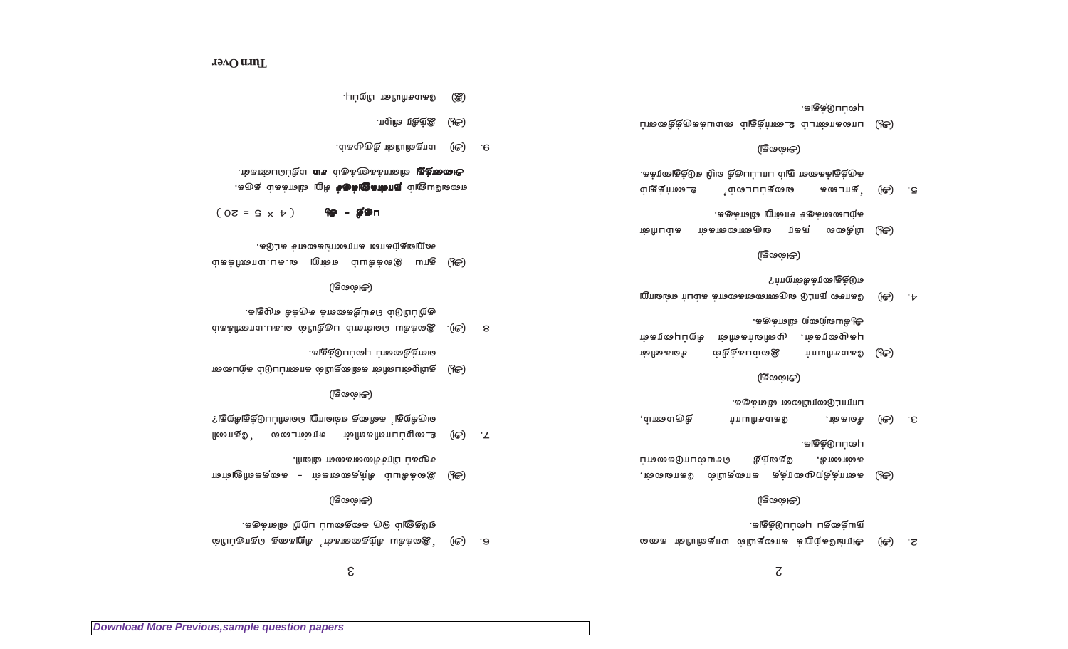2. (அ) சங்ககாலத் தமிழகத்தின் கலை பற்றிக் குறிப்பிடுக.

(அல்லது)

(ஆ) சோழர்களின் நிர்வாக முறைமை, ஊராட்சி, கல்வெட்டுகள், பற்றிக் குறிப்பிடுக.

3. (அ) சீனர்கள், பௌத்தர்கள், சேர்ந்து பேணிய வாணிபத் தொடர்புகளை விளக்குக.

(அல்லது)

(ஆ) சோழர்களின் கடற்படை வெற்றிகள், தென்கிழக்காசியாவுடனான உறவுகளை விளக்குக.

4. (அ) பல்லவர் கால கோயில் கட்டடக் கலையின் சிறப்புகள் யாவை?

(அல்லது)

(ஆ) பாண்டியர் வரலாற்றை அறிய உதவும் சான்றுகளை விளக்குக.

5. (அ) களப்பிரர் காலம், தமிழகத்தின் இருண்ட காலம் என்று கூறப்படுவது ஏன்? விளக்குக.

(அல்லது)

(ஆ) நாயக்கர் ஆட்சியின் கீழ் தமிழகத்தின் நிலையைக் குறிப்பிடுக.

6. (அ) சேரர்களின் வரலாற்றை அறிய உதவும் சான்றுகள் பற்றி விளக்குக.

(அல்லது)

(ஆ) விஜயநகரப் பேரரசின் நிர்வாகம் பற்றி விளக்குக.

7. (அ) ஐரோப்பியர்களின் வருகை, தமிழகத்தில் ஏற்படுத்திய விளைவுகள் யாவை?

(அல்லது)

(ஆ) பக்தி இயக்கத்தின் வளர்ச்சியை விளக்குக.

8. (அ) தமிழகத்தில் சமண சமயத்தின் வளர்ச்சியை விளக்குக.

(அல்லது)

(ஆ) சங்க கால சமூக வாழ்க்கையை விளக்குக.

## பகுதி - இ (4 × 5 = 20)

எவையேனும் **நான்கினுக்கு** விடை அளிக்கவும்.
**ஒவ்வொன்றுக்கும் ஒரு** பக்கத்திற்கு மிகாமல்.

9. (அ) மாமல்லபுரம்.

(ஆ) இந்திர விழா.

(இ) செங்குட்டுவன்.